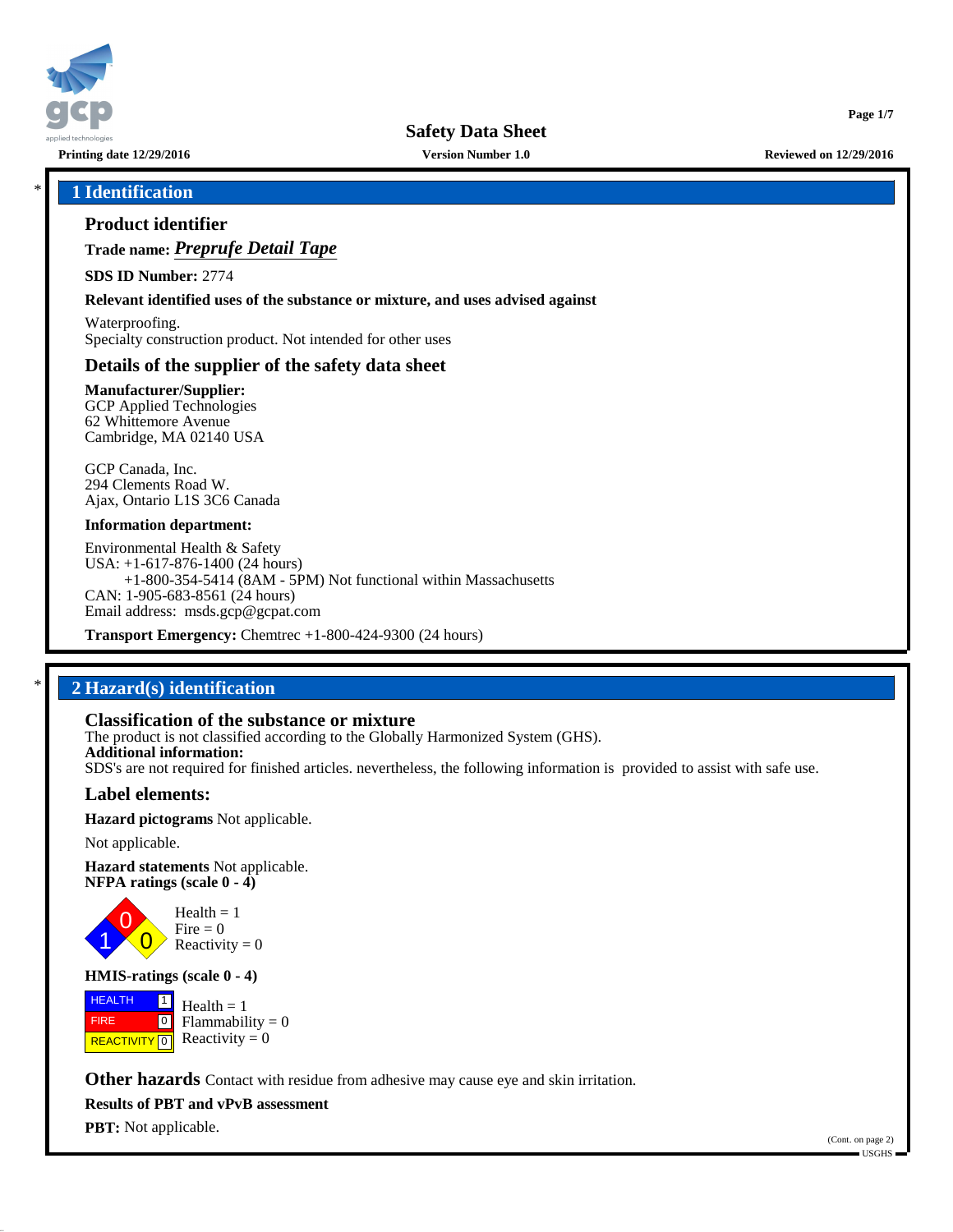**Safety Data Sheet**

**Printing date 12/29/2016** | **Version Number 1.0** | **Reviewed on 12/29/2016**

## 1 Identification

### Product identifier

**Trade name:** ***Preprufe Detail Tape***

**SDS ID Number:** 2774

**Relevant identified uses of the substance or mixture, and uses advised against**

Waterproofing.
Specialty construction product. Not intended for other uses

### Details of the supplier of the safety data sheet

**Manufacturer/Supplier:**
GCP Applied Technologies
62 Whittemore Avenue
Cambridge, MA 02140 USA

GCP Canada, Inc.
294 Clements Road W.
Ajax, Ontario L1S 3C6 Canada

**Information department:**

Environmental Health & Safety
USA: +1-617-876-1400 (24 hours)
+1-800-354-5414 (8AM - 5PM) Not functional within Massachusetts
CAN: 1-905-683-8561 (24 hours)
Email address: msds.gcp@gcpat.com

**Transport Emergency:** Chemtrec +1-800-424-9300 (24 hours)

## 2 Hazard(s) identification

### Classification of the substance or mixture

The product is not classified according to the Globally Harmonized System (GHS).
**Additional information:**
SDS's are not required for finished articles. nevertheless, the following information is provided to assist with safe use.

### Label elements:

**Hazard pictograms** Not applicable.

Not applicable.

**Hazard statements** Not applicable.
**NFPA ratings (scale 0 - 4)**

Health = 1
Fire = 0
Reactivity = 0

**HMIS-ratings (scale 0 - 4)**

| | | |
|---|---|---|
| HEALTH | 1 | Health = 1 |
| FIRE | 0 | Flammability = 0 |
| REACTIVITY | 0 | Reactivity = 0 |

**Other hazards** Contact with residue from adhesive may cause eye and skin irritation.

**Results of PBT and vPvB assessment**

**PBT:** Not applicable.

(Cont. on page 2)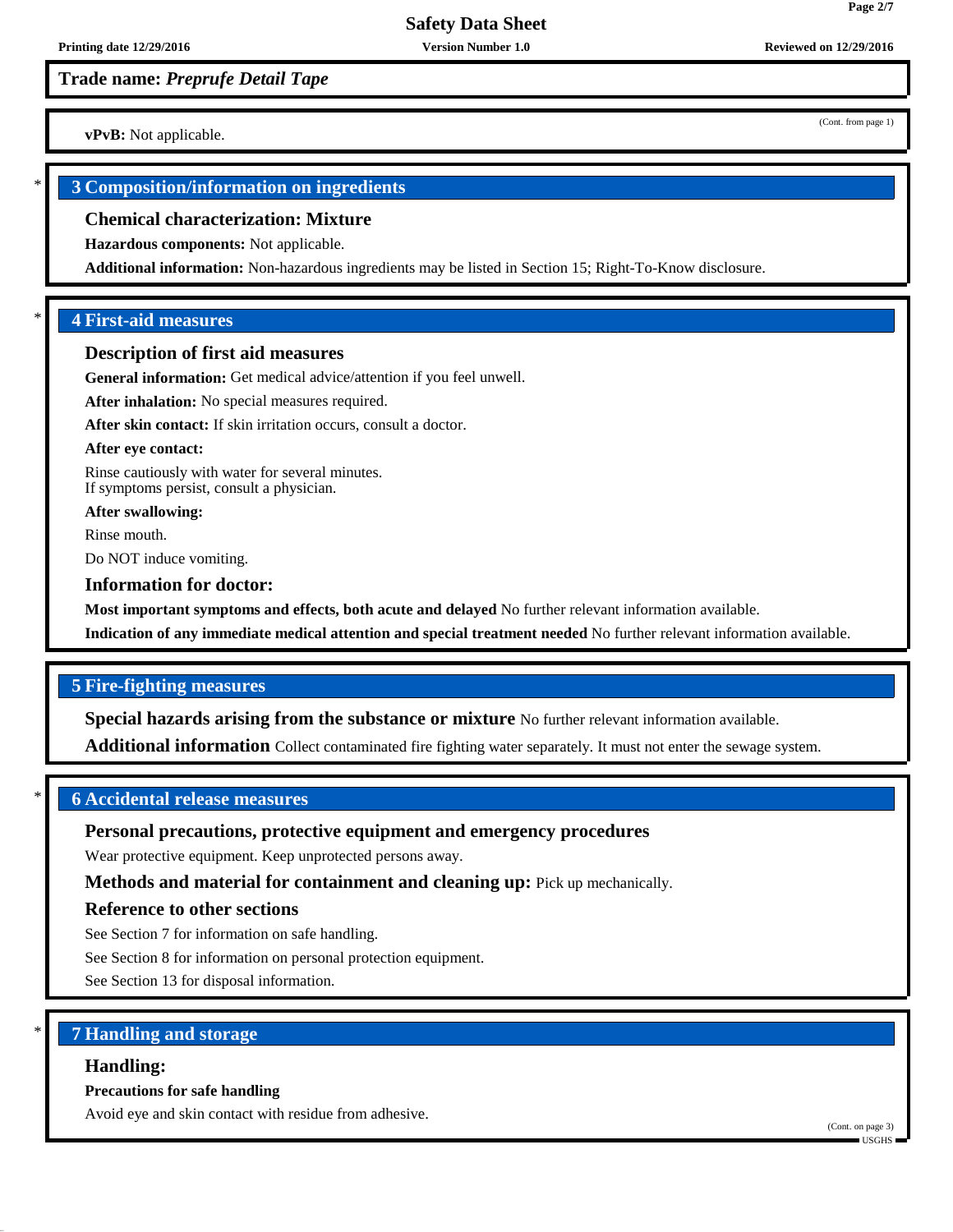**Trade name:** ***Preprufe Detail Tape***

(Cont. from page 1)

**vPvB:** Not applicable.

## 3 Composition/information on ingredients

### Chemical characterization: Mixture

**Hazardous components:** Not applicable.

**Additional information:** Non-hazardous ingredients may be listed in Section 15; Right-To-Know disclosure.

## 4 First-aid measures

### Description of first aid measures

**General information:** Get medical advice/attention if you feel unwell.

**After inhalation:** No special measures required.

**After skin contact:** If skin irritation occurs, consult a doctor.

**After eye contact:**

Rinse cautiously with water for several minutes.
If symptoms persist, consult a physician.

**After swallowing:**

Rinse mouth.

Do NOT induce vomiting.

### Information for doctor:

**Most important symptoms and effects, both acute and delayed** No further relevant information available.

**Indication of any immediate medical attention and special treatment needed** No further relevant information available.

## 5 Fire-fighting measures

**Special hazards arising from the substance or mixture** No further relevant information available.

**Additional information** Collect contaminated fire fighting water separately. It must not enter the sewage system.

## 6 Accidental release measures

### Personal precautions, protective equipment and emergency procedures

Wear protective equipment. Keep unprotected persons away.

**Methods and material for containment and cleaning up:** Pick up mechanically.

### Reference to other sections

See Section 7 for information on safe handling.

See Section 8 for information on personal protection equipment.

See Section 13 for disposal information.

## 7 Handling and storage

### Handling:

**Precautions for safe handling**

Avoid eye and skin contact with residue from adhesive.

(Cont. on page 3)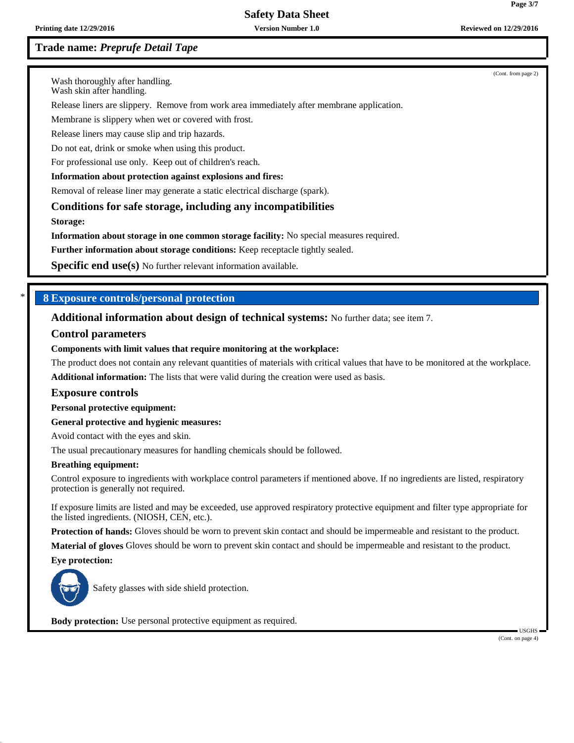Wash thoroughly after handling.
Wash skin after handling.

Release liners are slippery. Remove from work area immediately after membrane application.

Membrane is slippery when wet or covered with frost.

Release liners may cause slip and trip hazards.

Do not eat, drink or smoke when using this product.

For professional use only. Keep out of children's reach.

**Information about protection against explosions and fires:**

Removal of release liner may generate a static electrical discharge (spark).

### Conditions for safe storage, including any incompatibilities

**Storage:**

**Information about storage in one common storage facility:** No special measures required.

**Further information about storage conditions:** Keep receptacle tightly sealed.

**Specific end use(s)** No further relevant information available.

## * 8 Exposure controls/personal protection

**Additional information about design of technical systems:** No further data; see item 7.

### Control parameters

**Components with limit values that require monitoring at the workplace:**

The product does not contain any relevant quantities of materials with critical values that have to be monitored at the workplace.

**Additional information:** The lists that were valid during the creation were used as basis.

### Exposure controls

**Personal protective equipment:**

**General protective and hygienic measures:**

Avoid contact with the eyes and skin.

The usual precautionary measures for handling chemicals should be followed.

**Breathing equipment:**

Control exposure to ingredients with workplace control parameters if mentioned above. If no ingredients are listed, respiratory protection is generally not required.

If exposure limits are listed and may be exceeded, use approved respiratory protective equipment and filter type appropriate for the listed ingredients. (NIOSH, CEN, etc.).

**Protection of hands:** Gloves should be worn to prevent skin contact and should be impermeable and resistant to the product.

**Material of gloves** Gloves should be worn to prevent skin contact and should be impermeable and resistant to the product.

**Eye protection:**

Safety glasses with side shield protection.

**Body protection:** Use personal protective equipment as required.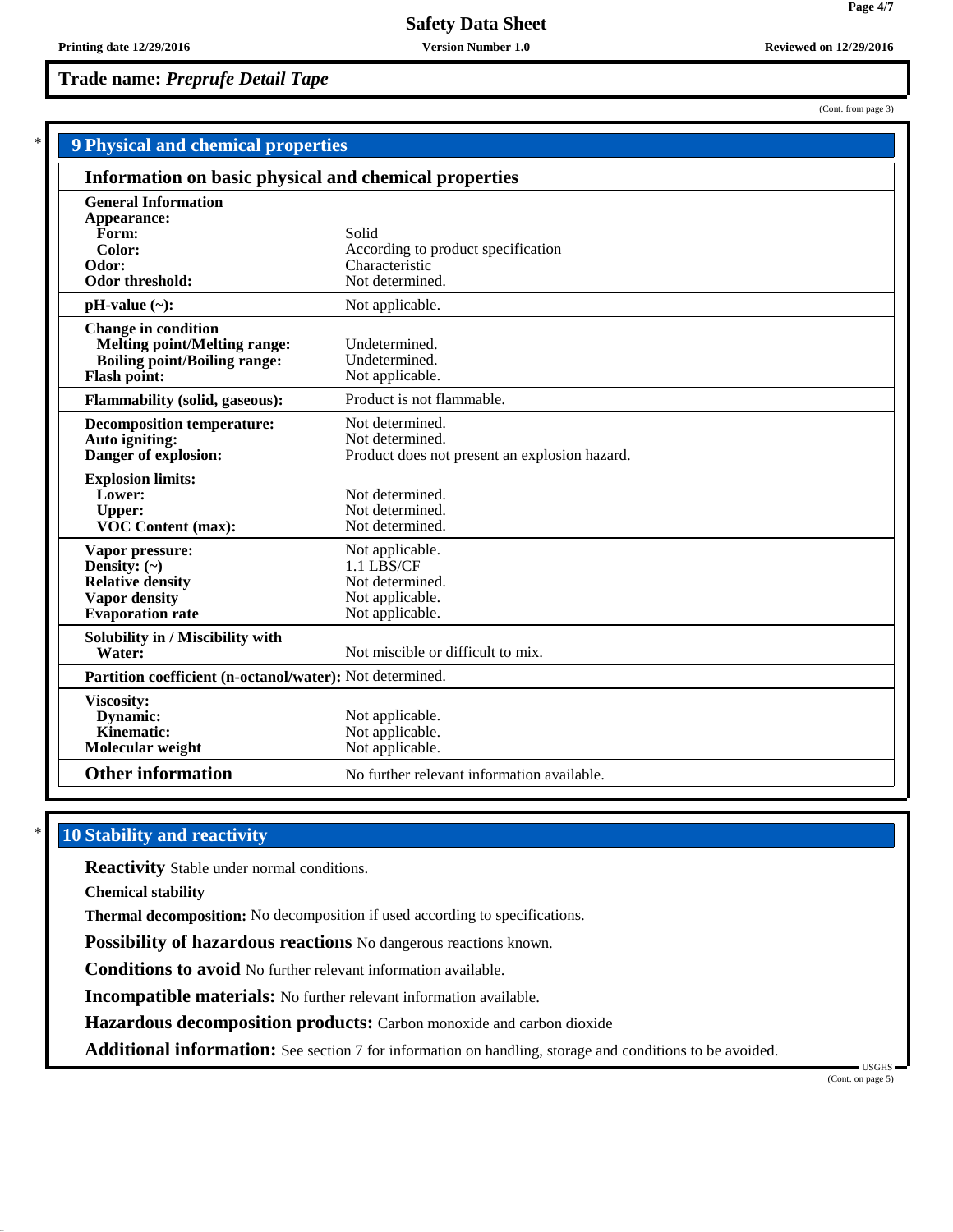**Trade name: *Preprufe Detail Tape***

(Cont. from page 3)

## 9 Physical and chemical properties

### Information on basic physical and chemical properties

| | |
|---|---|
| **General Information** | |
| **Appearance:** | |
| **Form:** | Solid |
| **Color:** | According to product specification |
| **Odor:** | Characteristic |
| **Odor threshold:** | Not determined. |
| **pH-value (~):** | Not applicable. |
| **Change in condition** | |
| **Melting point/Melting range:** | Undetermined. |
| **Boiling point/Boiling range:** | Undetermined. |
| **Flash point:** | Not applicable. |
| **Flammability (solid, gaseous):** | Product is not flammable. |
| **Decomposition temperature:** | Not determined. |
| **Auto igniting:** | Not determined. |
| **Danger of explosion:** | Product does not present an explosion hazard. |
| **Explosion limits:** | |
| **Lower:** | Not determined. |
| **Upper:** | Not determined. |
| **VOC Content (max):** | Not determined. |
| **Vapor pressure:** | Not applicable. |
| **Density: (~)** | 1.1 LBS/CF |
| **Relative density** | Not determined. |
| **Vapor density** | Not applicable. |
| **Evaporation rate** | Not applicable. |
| **Solubility in / Miscibility with** | |
| **Water:** | Not miscible or difficult to mix. |
| **Partition coefficient (n-octanol/water):** | Not determined. |
| **Viscosity:** | |
| **Dynamic:** | Not applicable. |
| **Kinematic:** | Not applicable. |
| **Molecular weight** | Not applicable. |
| **Other information** | No further relevant information available. |

## 10 Stability and reactivity

**Reactivity** Stable under normal conditions.

**Chemical stability**

**Thermal decomposition:** No decomposition if used according to specifications.

**Possibility of hazardous reactions** No dangerous reactions known.

**Conditions to avoid** No further relevant information available.

**Incompatible materials:** No further relevant information available.

**Hazardous decomposition products:** Carbon monoxide and carbon dioxide

**Additional information:** See section 7 for information on handling, storage and conditions to be avoided.

(Cont. on page 5)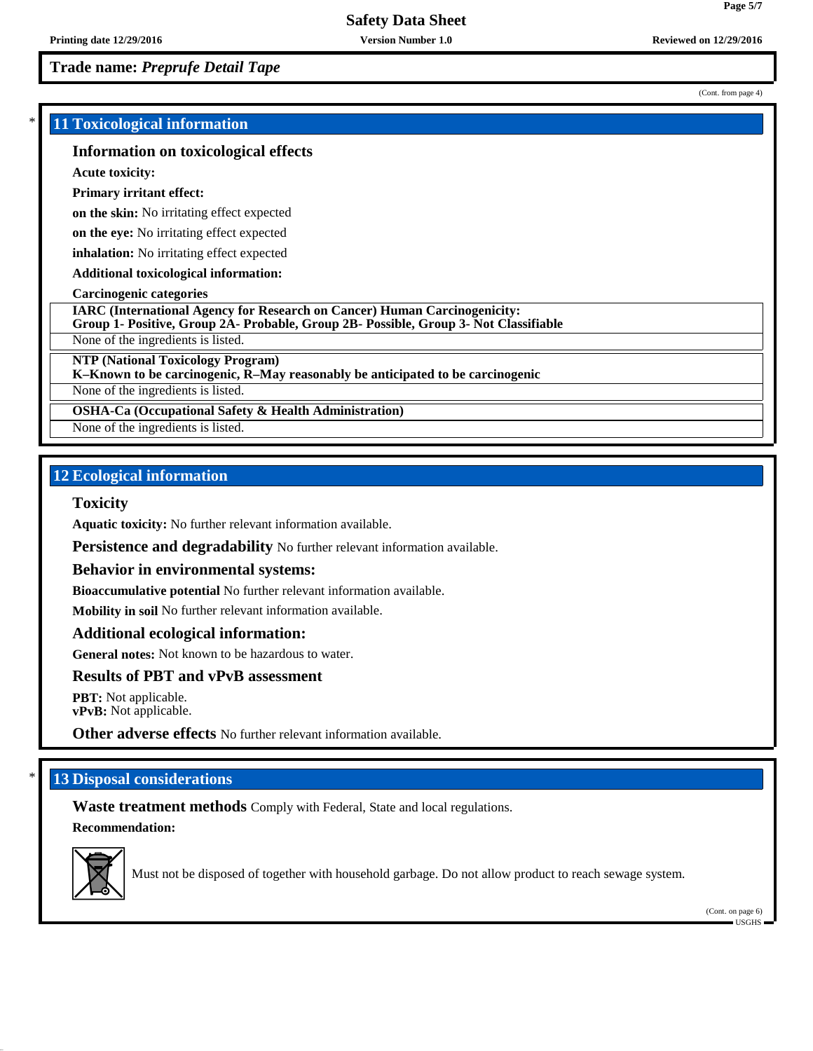**Trade name:** ***Preprufe Detail Tape***

(Cont. from page 4)

## 11 Toxicological information

### Information on toxicological effects

**Acute toxicity:**

**Primary irritant effect:**

**on the skin:** No irritating effect expected

**on the eye:** No irritating effect expected

**inhalation:** No irritating effect expected

**Additional toxicological information:**

**Carcinogenic categories**

| **IARC (International Agency for Research on Cancer) Human Carcinogenicity: Group 1- Positive, Group 2A- Probable, Group 2B- Possible, Group 3- Not Classifiable** |
|---|
| None of the ingredients is listed. |

| **NTP (National Toxicology Program) K–Known to be carcinogenic, R–May reasonably be anticipated to be carcinogenic** |
|---|
| None of the ingredients is listed. |

| **OSHA-Ca (Occupational Safety & Health Administration)** |
|---|
| None of the ingredients is listed. |

## 12 Ecological information

### Toxicity

**Aquatic toxicity:** No further relevant information available.

**Persistence and degradability** No further relevant information available.

### Behavior in environmental systems:

**Bioaccumulative potential** No further relevant information available.

**Mobility in soil** No further relevant information available.

### Additional ecological information:

**General notes:** Not known to be hazardous to water.

### Results of PBT and vPvB assessment

**PBT:** Not applicable.
**vPvB:** Not applicable.

**Other adverse effects** No further relevant information available.

## 13 Disposal considerations

**Waste treatment methods** Comply with Federal, State and local regulations.

**Recommendation:**

Must not be disposed of together with household garbage. Do not allow product to reach sewage system.

(Cont. on page 6)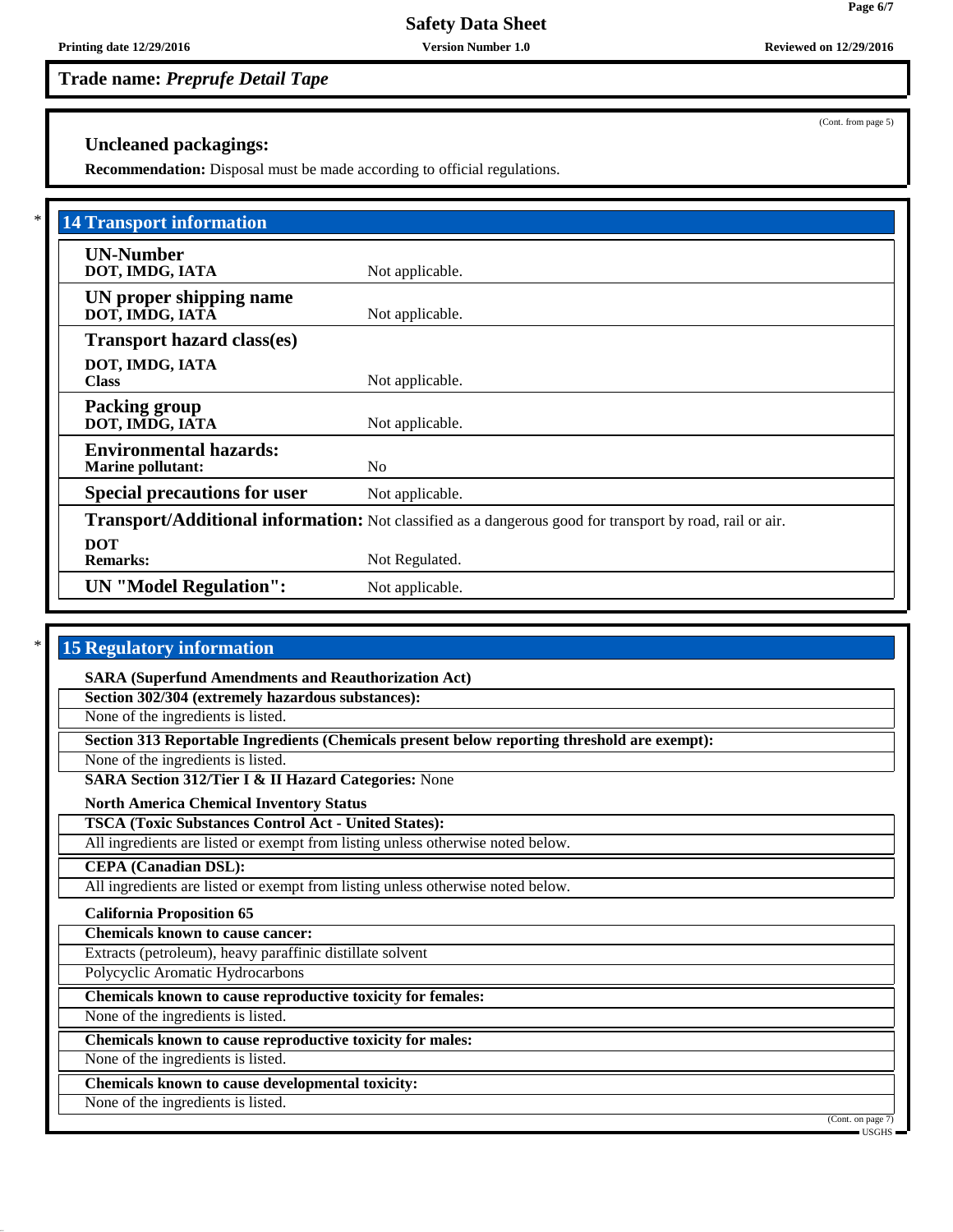Trade name: *Preprufe Detail Tape*

(Cont. from page 5)

### Uncleaned packagings:

**Recommendation:** Disposal must be made according to official regulations.

## 14 Transport information

| | |
|---|---|
| **UN-Number**<br>**DOT, IMDG, IATA** | Not applicable. |
| **UN proper shipping name**<br>**DOT, IMDG, IATA** | Not applicable. |
| **Transport hazard class(es)**<br>**DOT, IMDG, IATA**<br>**Class** | Not applicable. |
| **Packing group**<br>**DOT, IMDG, IATA** | Not applicable. |
| **Environmental hazards:**<br>**Marine pollutant:** | No |
| **Special precautions for user** | Not applicable. |
| **Transport/Additional information:** | Not classified as a dangerous good for transport by road, rail or air. |
| **DOT**<br>**Remarks:** | Not Regulated. |
| **UN "Model Regulation":** | Not applicable. |

## 15 Regulatory information

**SARA (Superfund Amendments and Reauthorization Act)**

**Section 302/304 (extremely hazardous substances):**

None of the ingredients is listed.

**Section 313 Reportable Ingredients (Chemicals present below reporting threshold are exempt):**

None of the ingredients is listed.

**SARA Section 312/Tier I & II Hazard Categories:** None

**North America Chemical Inventory Status**

**TSCA (Toxic Substances Control Act - United States):**

All ingredients are listed or exempt from listing unless otherwise noted below.

**CEPA (Canadian DSL):**

All ingredients are listed or exempt from listing unless otherwise noted below.

**California Proposition 65**

**Chemicals known to cause cancer:**

Extracts (petroleum), heavy paraffinic distillate solvent

Polycyclic Aromatic Hydrocarbons

**Chemicals known to cause reproductive toxicity for females:**

None of the ingredients is listed.

**Chemicals known to cause reproductive toxicity for males:**

None of the ingredients is listed.

**Chemicals known to cause developmental toxicity:**

None of the ingredients is listed.

(Cont. on page 7)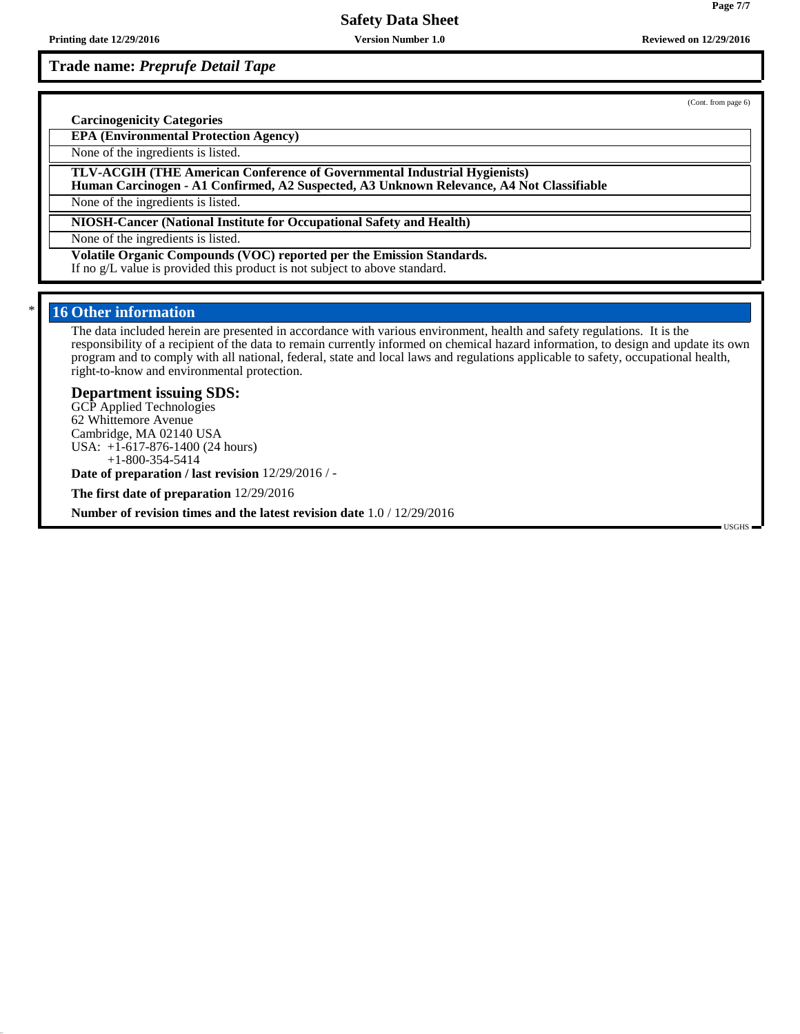Trade name: *Preprufe Detail Tape*

(Cont. from page 6)

**Carcinogenicity Categories**

**EPA (Environmental Protection Agency)**

None of the ingredients is listed.

**TLV-ACGIH (THE American Conference of Governmental Industrial Hygienists)**
**Human Carcinogen - A1 Confirmed, A2 Suspected, A3 Unknown Relevance, A4 Not Classifiable**

None of the ingredients is listed.

**NIOSH-Cancer (National Institute for Occupational Safety and Health)**

None of the ingredients is listed.

**Volatile Organic Compounds (VOC) reported per the Emission Standards.**
If no g/L value is provided this product is not subject to above standard.

## * 16 Other information

The data included herein are presented in accordance with various environment, health and safety regulations. It is the responsibility of a recipient of the data to remain currently informed on chemical hazard information, to design and update its own program and to comply with all national, federal, state and local laws and regulations applicable to safety, occupational health, right-to-know and environmental protection.

### Department issuing SDS:

GCP Applied Technologies
62 Whittemore Avenue
Cambridge, MA 02140 USA
USA: +1-617-876-1400 (24 hours)
+1-800-354-5414

**Date of preparation / last revision** 12/29/2016 / -

**The first date of preparation** 12/29/2016

**Number of revision times and the latest revision date** 1.0 / 12/29/2016

USGHS